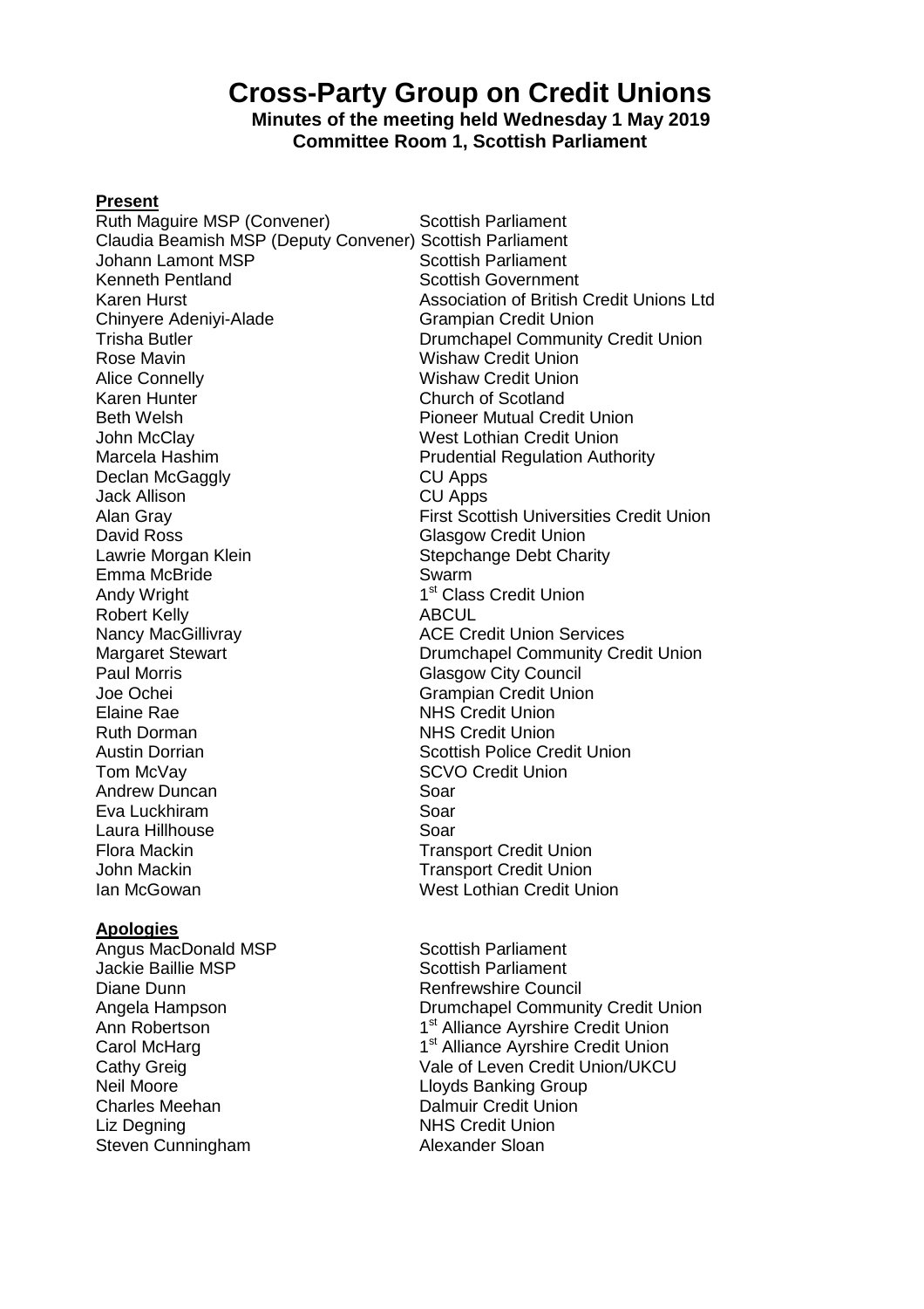# Cross-Party Group on Credit Unions

**Minutes of the meeting held Wednesday 1 May 2019**
**Committee Room 1, Scottish Parliament**

**Present**

| | |
|---|---|
| Ruth Maguire MSP (Convener) | Scottish Parliament |
| Claudia Beamish MSP (Deputy Convener) | Scottish Parliament |
| Johann Lamont MSP | Scottish Parliament |
| Kenneth Pentland | Scottish Government |
| Karen Hurst | Association of British Credit Unions Ltd |
| Chinyere Adeniyi-Alade | Grampian Credit Union |
| Trisha Butler | Drumchapel Community Credit Union |
| Rose Mavin | Wishaw Credit Union |
| Alice Connelly | Wishaw Credit Union |
| Karen Hunter | Church of Scotland |
| Beth Welsh | Pioneer Mutual Credit Union |
| John McClay | West Lothian Credit Union |
| Marcela Hashim | Prudential Regulation Authority |
| Declan McGaggly | CU Apps |
| Jack Allison | CU Apps |
| Alan Gray | First Scottish Universities Credit Union |
| David Ross | Glasgow Credit Union |
| Lawrie Morgan Klein | Stepchange Debt Charity |
| Emma McBride | Swarm |
| Andy Wright | 1st Class Credit Union |
| Robert Kelly | ABCUL |
| Nancy MacGillivray | ACE Credit Union Services |
| Margaret Stewart | Drumchapel Community Credit Union |
| Paul Morris | Glasgow City Council |
| Joe Ochei | Grampian Credit Union |
| Elaine Rae | NHS Credit Union |
| Ruth Dorman | NHS Credit Union |
| Austin Dorrian | Scottish Police Credit Union |
| Tom McVay | SCVO Credit Union |
| Andrew Duncan | Soar |
| Eva Luckhiram | Soar |
| Laura Hillhouse | Soar |
| Flora Mackin | Transport Credit Union |
| John Mackin | Transport Credit Union |
| Ian McGowan | West Lothian Credit Union |

**Apologies**

| | |
|---|---|
| Angus MacDonald MSP | Scottish Parliament |
| Jackie Baillie MSP | Scottish Parliament |
| Diane Dunn | Renfrewshire Council |
| Angela Hampson | Drumchapel Community Credit Union |
| Ann Robertson | 1st Alliance Ayrshire Credit Union |
| Carol McHarg | 1st Alliance Ayrshire Credit Union |
| Cathy Greig | Vale of Leven Credit Union/UKCU |
| Neil Moore | Lloyds Banking Group |
| Charles Meehan | Dalmuir Credit Union |
| Liz Degning | NHS Credit Union |
| Steven Cunningham | Alexander Sloan |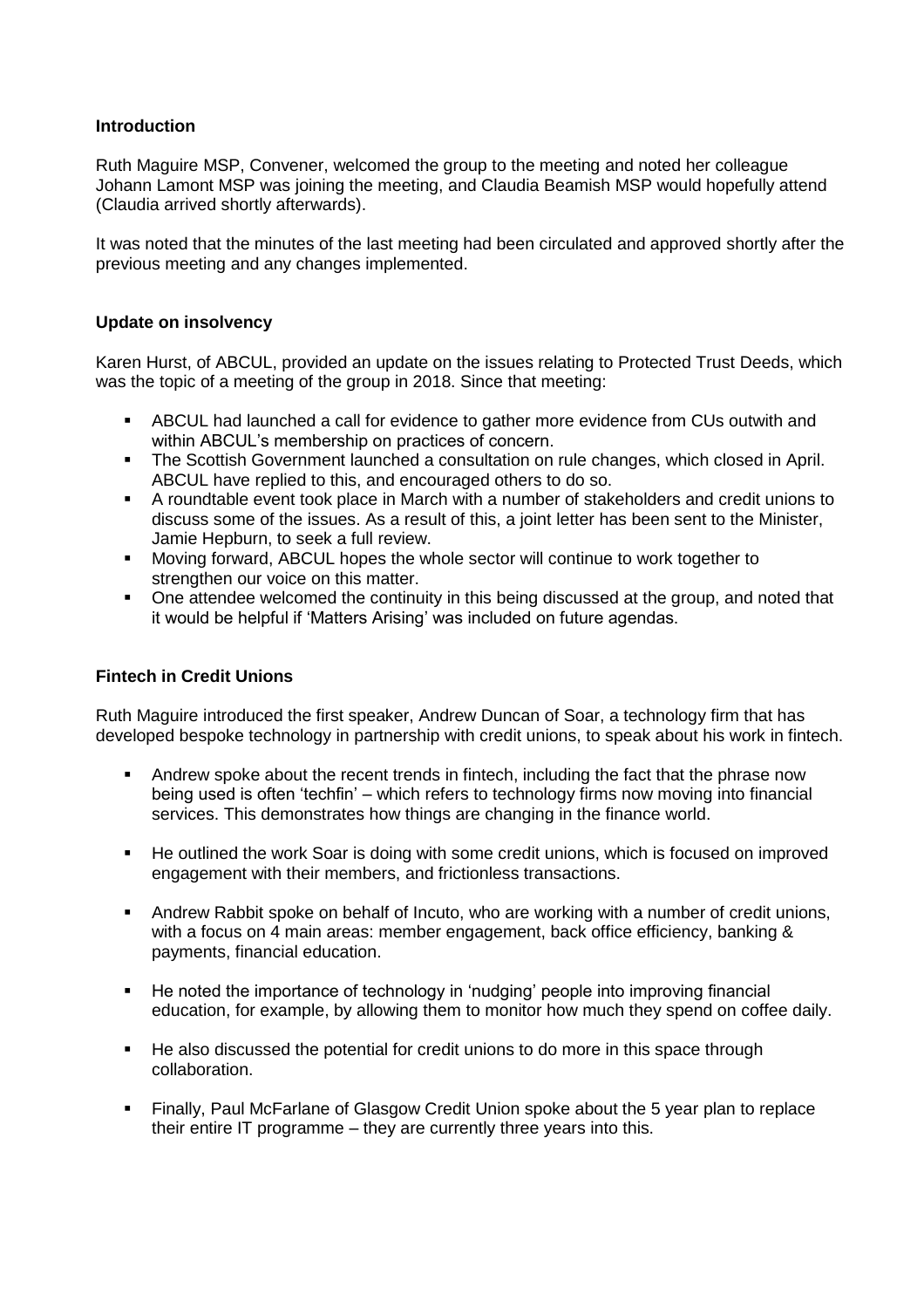## Introduction

Ruth Maguire MSP, Convener, welcomed the group to the meeting and noted her colleague Johann Lamont MSP was joining the meeting, and Claudia Beamish MSP would hopefully attend (Claudia arrived shortly afterwards).

It was noted that the minutes of the last meeting had been circulated and approved shortly after the previous meeting and any changes implemented.

## Update on insolvency

Karen Hurst, of ABCUL, provided an update on the issues relating to Protected Trust Deeds, which was the topic of a meeting of the group in 2018. Since that meeting:

- ABCUL had launched a call for evidence to gather more evidence from CUs outwith and within ABCUL's membership on practices of concern.
- The Scottish Government launched a consultation on rule changes, which closed in April. ABCUL have replied to this, and encouraged others to do so.
- A roundtable event took place in March with a number of stakeholders and credit unions to discuss some of the issues. As a result of this, a joint letter has been sent to the Minister, Jamie Hepburn, to seek a full review.
- Moving forward, ABCUL hopes the whole sector will continue to work together to strengthen our voice on this matter.
- One attendee welcomed the continuity in this being discussed at the group, and noted that it would be helpful if 'Matters Arising' was included on future agendas.

## Fintech in Credit Unions

Ruth Maguire introduced the first speaker, Andrew Duncan of Soar, a technology firm that has developed bespoke technology in partnership with credit unions, to speak about his work in fintech.

- Andrew spoke about the recent trends in fintech, including the fact that the phrase now being used is often 'techfin' – which refers to technology firms now moving into financial services. This demonstrates how things are changing in the finance world.
- He outlined the work Soar is doing with some credit unions, which is focused on improved engagement with their members, and frictionless transactions.
- Andrew Rabbit spoke on behalf of Incuto, who are working with a number of credit unions, with a focus on 4 main areas: member engagement, back office efficiency, banking & payments, financial education.
- He noted the importance of technology in 'nudging' people into improving financial education, for example, by allowing them to monitor how much they spend on coffee daily.
- He also discussed the potential for credit unions to do more in this space through collaboration.
- Finally, Paul McFarlane of Glasgow Credit Union spoke about the 5 year plan to replace their entire IT programme – they are currently three years into this.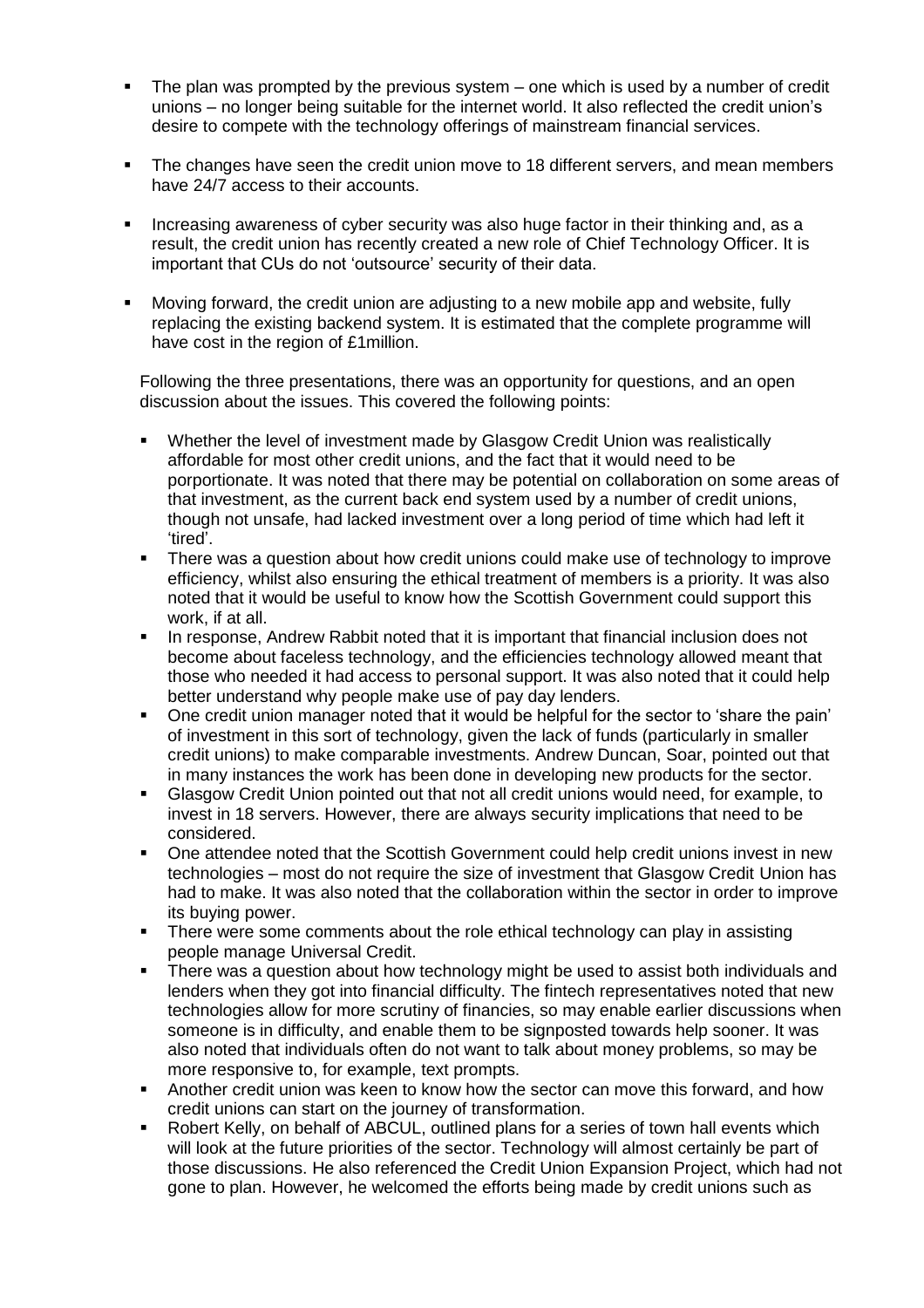- The plan was prompted by the previous system – one which is used by a number of credit unions – no longer being suitable for the internet world. It also reflected the credit union's desire to compete with the technology offerings of mainstream financial services.

- The changes have seen the credit union move to 18 different servers, and mean members have 24/7 access to their accounts.

- Increasing awareness of cyber security was also huge factor in their thinking and, as a result, the credit union has recently created a new role of Chief Technology Officer. It is important that CUs do not 'outsource' security of their data.

- Moving forward, the credit union are adjusting to a new mobile app and website, fully replacing the existing backend system. It is estimated that the complete programme will have cost in the region of £1million.

Following the three presentations, there was an opportunity for questions, and an open discussion about the issues. This covered the following points:

- Whether the level of investment made by Glasgow Credit Union was realistically affordable for most other credit unions, and the fact that it would need to be porportionate. It was noted that there may be potential on collaboration on some areas of that investment, as the current back end system used by a number of credit unions, though not unsafe, had lacked investment over a long period of time which had left it 'tired'.
- There was a question about how credit unions could make use of technology to improve efficiency, whilst also ensuring the ethical treatment of members is a priority. It was also noted that it would be useful to know how the Scottish Government could support this work, if at all.
- In response, Andrew Rabbit noted that it is important that financial inclusion does not become about faceless technology, and the efficiencies technology allowed meant that those who needed it had access to personal support. It was also noted that it could help better understand why people make use of pay day lenders.
- One credit union manager noted that it would be helpful for the sector to 'share the pain' of investment in this sort of technology, given the lack of funds (particularly in smaller credit unions) to make comparable investments. Andrew Duncan, Soar, pointed out that in many instances the work has been done in developing new products for the sector.
- Glasgow Credit Union pointed out that not all credit unions would need, for example, to invest in 18 servers. However, there are always security implications that need to be considered.
- One attendee noted that the Scottish Government could help credit unions invest in new technologies – most do not require the size of investment that Glasgow Credit Union has had to make. It was also noted that the collaboration within the sector in order to improve its buying power.
- There were some comments about the role ethical technology can play in assisting people manage Universal Credit.
- There was a question about how technology might be used to assist both individuals and lenders when they got into financial difficulty. The fintech representatives noted that new technologies allow for more scrutiny of financies, so may enable earlier discussions when someone is in difficulty, and enable them to be signposted towards help sooner. It was also noted that individuals often do not want to talk about money problems, so may be more responsive to, for example, text prompts.
- Another credit union was keen to know how the sector can move this forward, and how credit unions can start on the journey of transformation.
- Robert Kelly, on behalf of ABCUL, outlined plans for a series of town hall events which will look at the future priorities of the sector. Technology will almost certainly be part of those discussions. He also referenced the Credit Union Expansion Project, which had not gone to plan. However, he welcomed the efforts being made by credit unions such as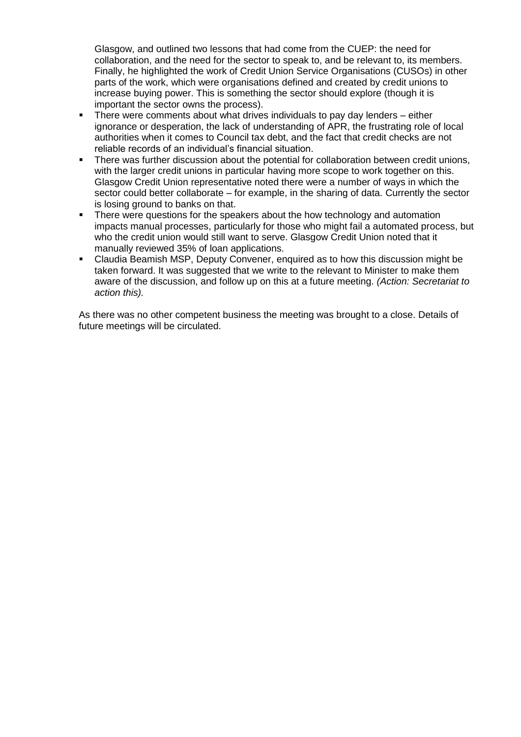Glasgow, and outlined two lessons that had come from the CUEP: the need for collaboration, and the need for the sector to speak to, and be relevant to, its members. Finally, he highlighted the work of Credit Union Service Organisations (CUSOs) in other parts of the work, which were organisations defined and created by credit unions to increase buying power. This is something the sector should explore (though it is important the sector owns the process).

- There were comments about what drives individuals to pay day lenders – either ignorance or desperation, the lack of understanding of APR, the frustrating role of local authorities when it comes to Council tax debt, and the fact that credit checks are not reliable records of an individual's financial situation.
- There was further discussion about the potential for collaboration between credit unions, with the larger credit unions in particular having more scope to work together on this. Glasgow Credit Union representative noted there were a number of ways in which the sector could better collaborate – for example, in the sharing of data. Currently the sector is losing ground to banks on that.
- There were questions for the speakers about the how technology and automation impacts manual processes, particularly for those who might fail a automated process, but who the credit union would still want to serve. Glasgow Credit Union noted that it manually reviewed 35% of loan applications.
- Claudia Beamish MSP, Deputy Convener, enquired as to how this discussion might be taken forward. It was suggested that we write to the relevant to Minister to make them aware of the discussion, and follow up on this at a future meeting. *(Action: Secretariat to action this).*

As there was no other competent business the meeting was brought to a close. Details of future meetings will be circulated.